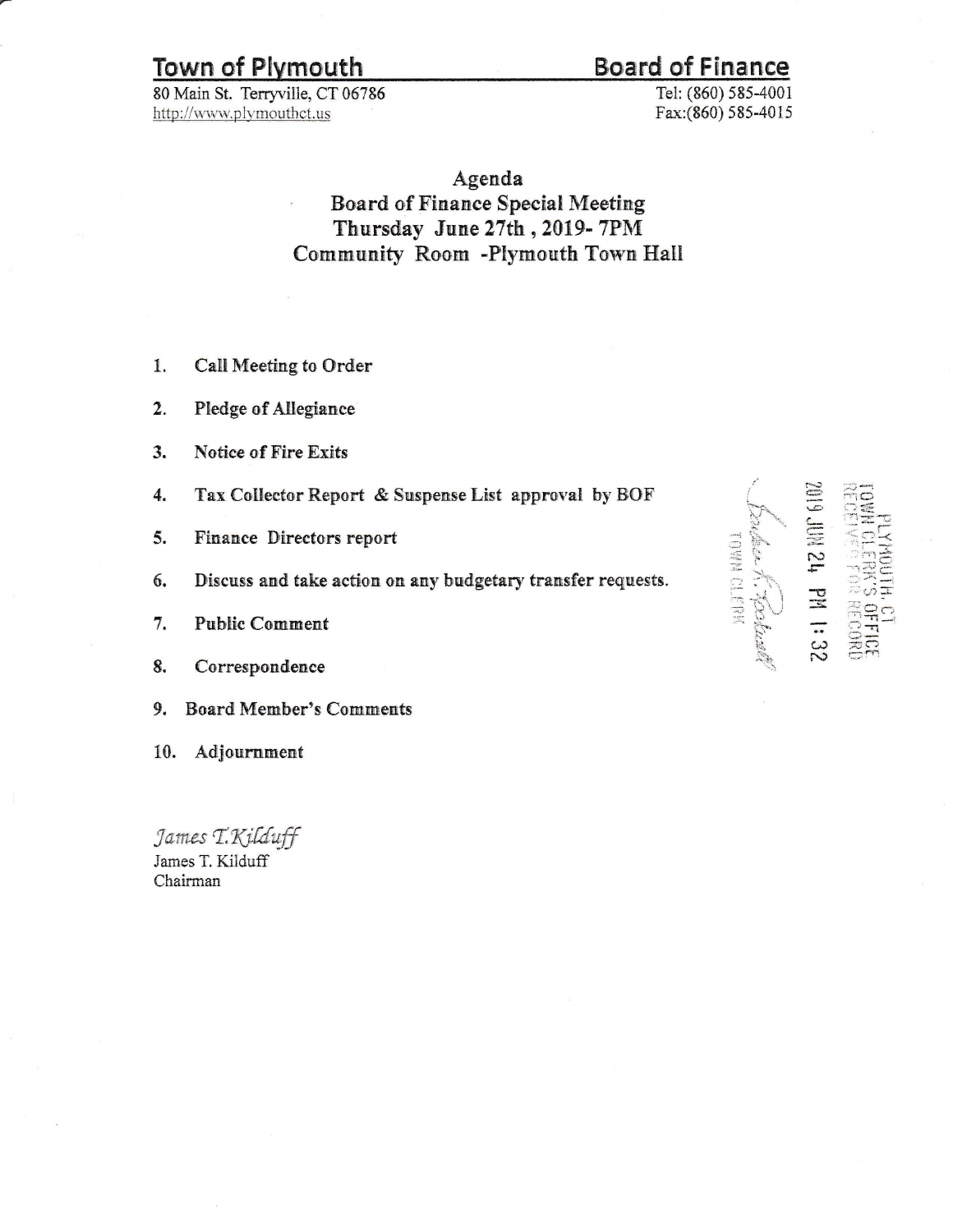**Town of Plymouth** **Board of Finance**

80 Main St. Terryville, CT 06786
http://www.plymouthct.us

Tel: (860) 585-4001
Fax:(860) 585-4015

# Agenda
## Board of Finance Special Meeting
## Thursday June 27th , 2019- 7PM
## Community Room -Plymouth Town Hall

PLYMOUTH, CT
TOWN CLERK'S OFFICE
RECEIVED FOR RECORD
2019 JUN 24 PM 1:32
TOWN CLERK

1. **Call Meeting to Order**
2. **Pledge of Allegiance**
3. **Notice of Fire Exits**
4. **Tax Collector Report & Suspense List approval by BOF**
5. **Finance Directors report**
6. **Discuss and take action on any budgetary transfer requests.**
7. **Public Comment**
8. **Correspondence**
9. **Board Member's Comments**
10. **Adjournment**

*James T.Kilduff*
James T. Kilduff
Chairman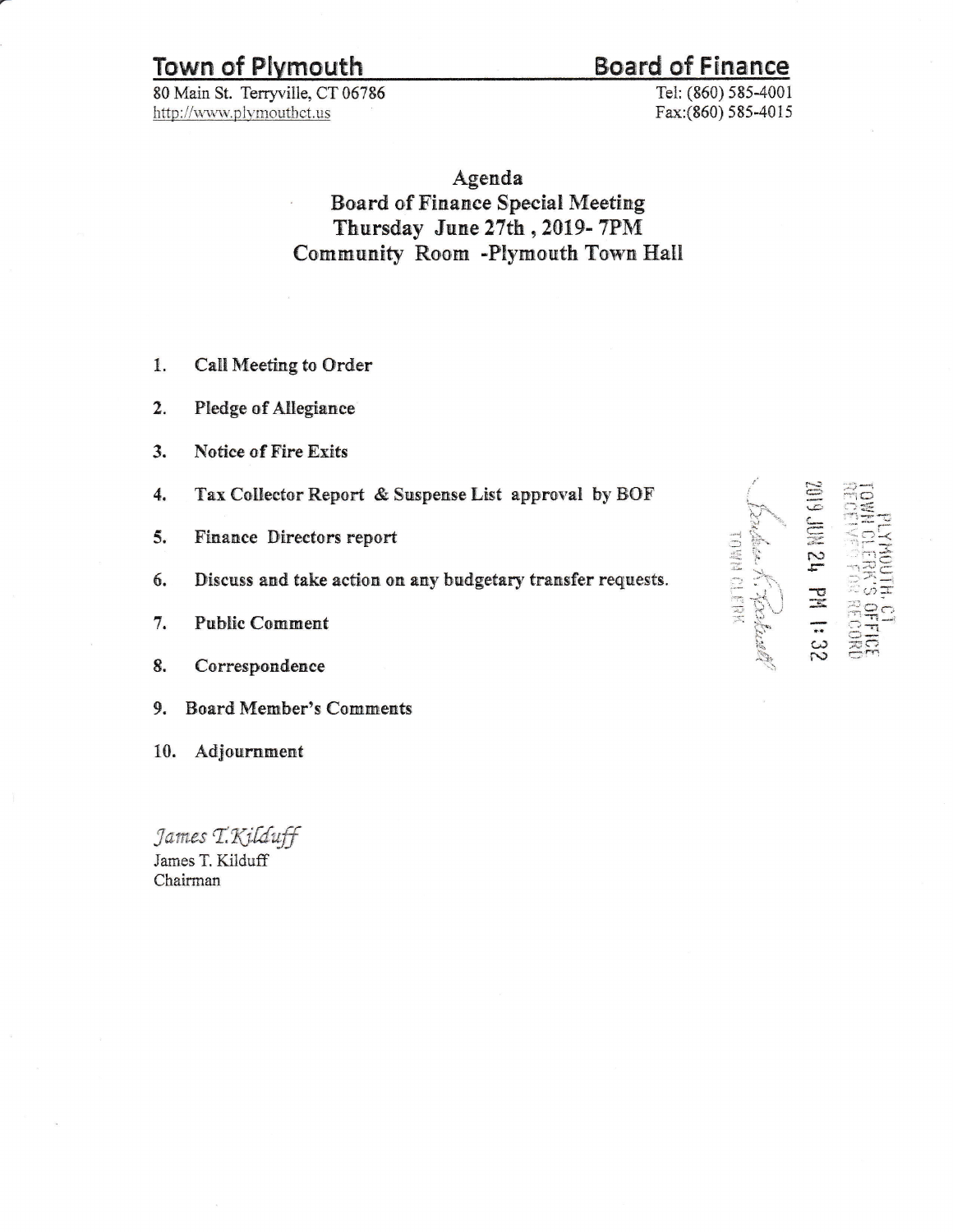**Town of Plymouth** — **Board of Finance**

80 Main St. Terryville, CT 06786
http://www.plymouthct.us

Tel: (860) 585-4001
Fax:(860) 585-4015

# Agenda
## Board of Finance Special Meeting
## Thursday June 27th , 2019- 7PM
## Community Room -Plymouth Town Hall

1. **Call Meeting to Order**
2. **Pledge of Allegiance**
3. **Notice of Fire Exits**
4. **Tax Collector Report & Suspense List approval by BOF**
5. **Finance Directors report**
6. **Discuss and take action on any budgetary transfer requests.**
7. **Public Comment**
8. **Correspondence**
9. **Board Member's Comments**
10. **Adjournment**

PLYMOUTH, CT
TOWN CLERK'S OFFICE
RECEIVED FOR RECORD
2019 JUN 24 PM 1:32
TOWN CLERK

*James T.Kilduff*
James T. Kilduff
Chairman